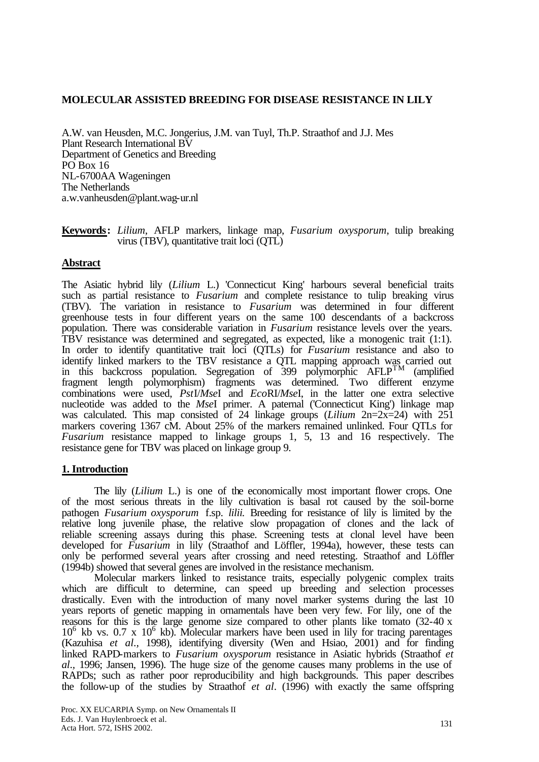# MOLECULAR ASSISTED BREEDING FOR DISEASE RESISTANCE IN LILY

A.W. van Heusden, M.C. Jongerius, J.M. van Tuyl, Th.P. Straathof and J.J. Mes
Plant Research International BV
Department of Genetics and Breeding
PO Box 16
NL-6700AA Wageningen
The Netherlands
a.w.vanheusden@plant.wag-ur.nl

**Keywords:** *Lilium*, AFLP markers, linkage map, *Fusarium oxysporum*, tulip breaking virus (TBV), quantitative trait loci (QTL)

## Abstract

The Asiatic hybrid lily (*Lilium* L.) 'Connecticut King' harbours several beneficial traits such as partial resistance to *Fusarium* and complete resistance to tulip breaking virus (TBV). The variation in resistance to *Fusarium* was determined in four different greenhouse tests in four different years on the same 100 descendants of a backcross population. There was considerable variation in *Fusarium* resistance levels over the years. TBV resistance was determined and segregated, as expected, like a monogenic trait (1:1). In order to identify quantitative trait loci (QTLs) for *Fusarium* resistance and also to identify linked markers to the TBV resistance a QTL mapping approach was carried out in this backcross population. Segregation of 399 polymorphic AFLP$^{TM}$ (amplified fragment length polymorphism) fragments was determined. Two different enzyme combinations were used, *Pst*I/*Mse*I and *Eco*RI/*Mse*I, in the latter one extra selective nucleotide was added to the *Mse*I primer. A paternal ('Connecticut King') linkage map was calculated. This map consisted of 24 linkage groups (*Lilium* 2n=2x=24) with 251 markers covering 1367 cM. About 25% of the markers remained unlinked. Four QTLs for *Fusarium* resistance mapped to linkage groups 1, 5, 13 and 16 respectively. The resistance gene for TBV was placed on linkage group 9.

## 1. Introduction

The lily (*Lilium* L.) is one of the economically most important flower crops. One of the most serious threats in the lily cultivation is basal rot caused by the soil-borne pathogen *Fusarium oxysporum* f.sp. *lilii*. Breeding for resistance of lily is limited by the relative long juvenile phase, the relative slow propagation of clones and the lack of reliable screening assays during this phase. Screening tests at clonal level have been developed for *Fusarium* in lily (Straathof and Löffler, 1994a), however, these tests can only be performed several years after crossing and need retesting. Straathof and Löffler (1994b) showed that several genes are involved in the resistance mechanism.

Molecular markers linked to resistance traits, especially polygenic complex traits which are difficult to determine, can speed up breeding and selection processes drastically. Even with the introduction of many novel marker systems during the last 10 years reports of genetic mapping in ornamentals have been very few. For lily, one of the reasons for this is the large genome size compared to other plants like tomato (32-40 x $10^6$ kb vs. 0.7 x $10^6$ kb). Molecular markers have been used in lily for tracing parentages (Kazuhisa *et al*., 1998), identifying diversity (Wen and Hsiao, 2001) and for finding linked RAPD-markers to *Fusarium oxysporum* resistance in Asiatic hybrids (Straathof *et al*., 1996; Jansen, 1996). The huge size of the genome causes many problems in the use of RAPDs; such as rather poor reproducibility and high backgrounds. This paper describes the follow-up of the studies by Straathof *et al*. (1996) with exactly the same offspring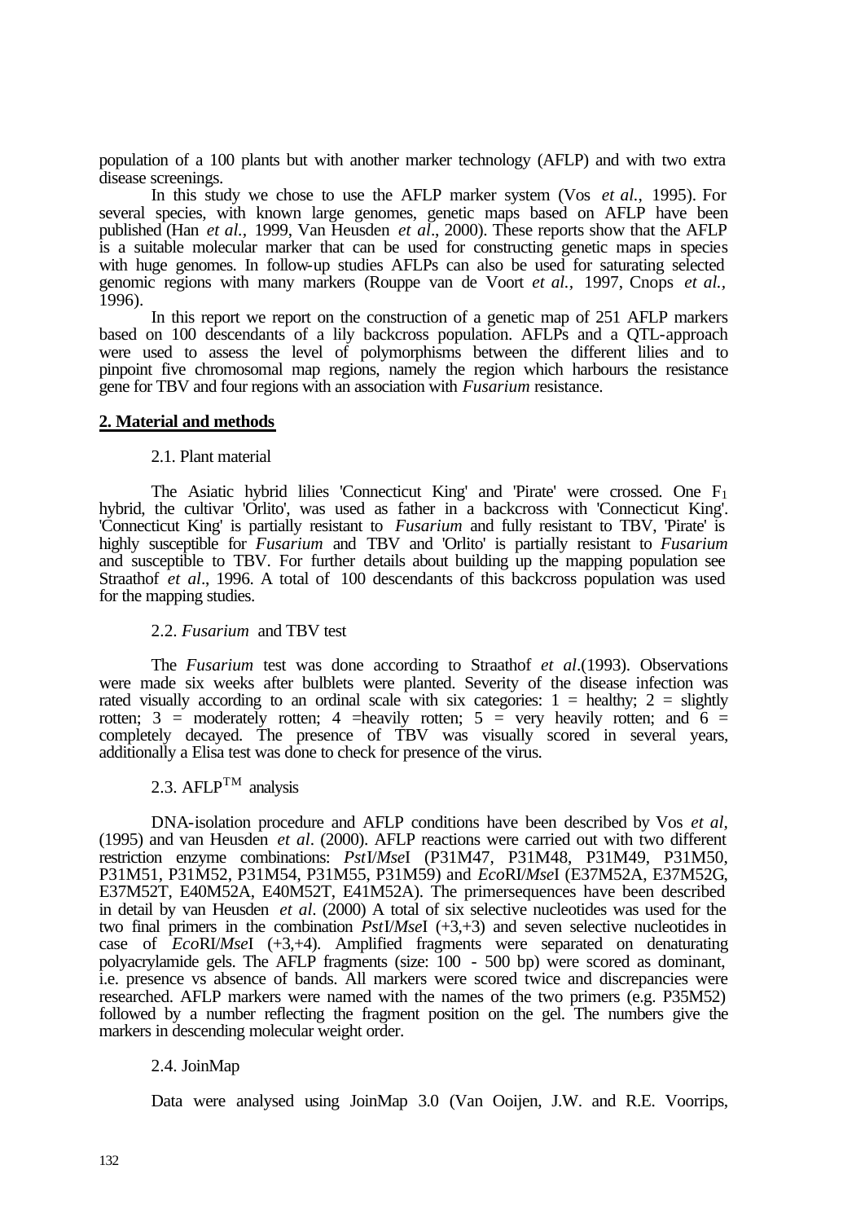population of a 100 plants but with another marker technology (AFLP) and with two extra disease screenings.

In this study we chose to use the AFLP marker system (Vos *et al.,* 1995). For several species, with known large genomes, genetic maps based on AFLP have been published (Han *et al.,* 1999, Van Heusden *et al*., 2000). These reports show that the AFLP is a suitable molecular marker that can be used for constructing genetic maps in species with huge genomes. In follow-up studies AFLPs can also be used for saturating selected genomic regions with many markers (Rouppe van de Voort *et al.,* 1997, Cnops *et al.,* 1996).

In this report we report on the construction of a genetic map of 251 AFLP markers based on 100 descendants of a lily backcross population. AFLPs and a QTL-approach were used to assess the level of polymorphisms between the different lilies and to pinpoint five chromosomal map regions, namely the region which harbours the resistance gene for TBV and four regions with an association with *Fusarium* resistance.

## **2. Material and methods**

### 2.1. Plant material

The Asiatic hybrid lilies 'Connecticut King' and 'Pirate' were crossed. One $F_1$ hybrid, the cultivar 'Orlito', was used as father in a backcross with 'Connecticut King'. 'Connecticut King' is partially resistant to *Fusarium* and fully resistant to TBV, 'Pirate' is highly susceptible for *Fusarium* and TBV and 'Orlito' is partially resistant to *Fusarium* and susceptible to TBV. For further details about building up the mapping population see Straathof *et al*., 1996. A total of 100 descendants of this backcross population was used for the mapping studies.

### 2.2. *Fusarium* and TBV test

The *Fusarium* test was done according to Straathof *et al*.(1993). Observations were made six weeks after bulblets were planted. Severity of the disease infection was rated visually according to an ordinal scale with six categories: 1 = healthy; 2 = slightly rotten; 3 = moderately rotten; 4 =heavily rotten; 5 = very heavily rotten; and 6 = completely decayed. The presence of TBV was visually scored in several years, additionally a Elisa test was done to check for presence of the virus.

### 2.3. AFLP™ analysis

DNA-isolation procedure and AFLP conditions have been described by Vos *et al*, (1995) and van Heusden *et al*. (2000). AFLP reactions were carried out with two different restriction enzyme combinations: *Pst*I/*Mse*I (P31M47, P31M48, P31M49, P31M50, P31M51, P31M52, P31M54, P31M55, P31M59) and *Eco*RI/*Mse*I (E37M52A, E37M52G, E37M52T, E40M52A, E40M52T, E41M52A). The primersequences have been described in detail by van Heusden *et al*. (2000) A total of six selective nucleotides was used for the two final primers in the combination *Pst*I/*Mse*I (+3,+3) and seven selective nucleotides in case of *Eco*RI/*Mse*I (+3,+4). Amplified fragments were separated on denaturating polyacrylamide gels. The AFLP fragments (size: 100 - 500 bp) were scored as dominant, i.e. presence vs absence of bands. All markers were scored twice and discrepancies were researched. AFLP markers were named with the names of the two primers (e.g. P35M52) followed by a number reflecting the fragment position on the gel. The numbers give the markers in descending molecular weight order.

### 2.4. JoinMap

Data were analysed using JoinMap 3.0 (Van Ooijen, J.W. and R.E. Voorrips,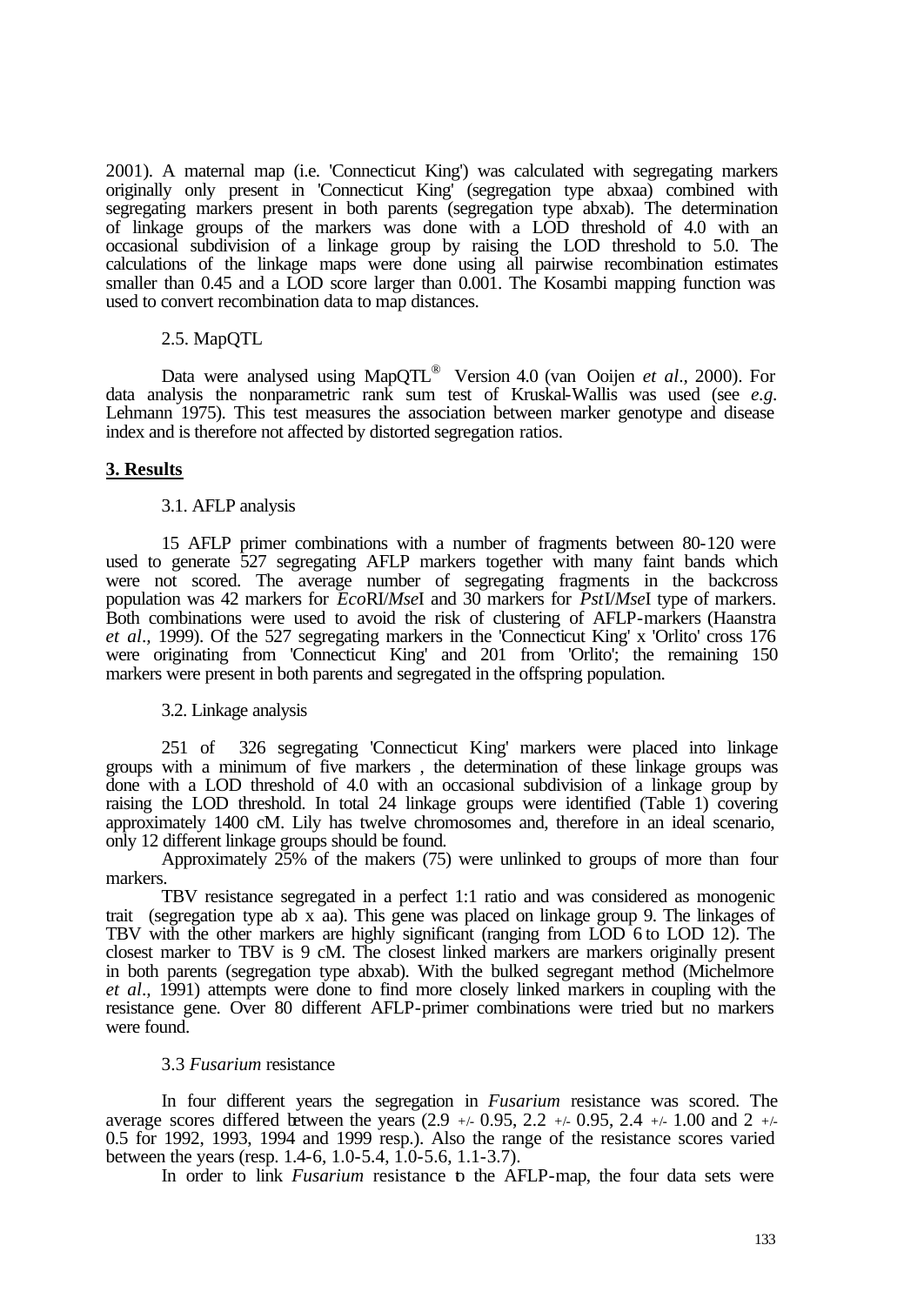2001). A maternal map (i.e. 'Connecticut King') was calculated with segregating markers originally only present in 'Connecticut King' (segregation type abxaa) combined with segregating markers present in both parents (segregation type abxab). The determination of linkage groups of the markers was done with a LOD threshold of 4.0 with an occasional subdivision of a linkage group by raising the LOD threshold to 5.0. The calculations of the linkage maps were done using all pairwise recombination estimates smaller than 0.45 and a LOD score larger than 0.001. The Kosambi mapping function was used to convert recombination data to map distances.

### 2.5. MapQTL

Data were analysed using MapQTL® Version 4.0 (van Ooijen *et al*., 2000). For data analysis the nonparametric rank sum test of Kruskal-Wallis was used (see *e.g*. Lehmann 1975). This test measures the association between marker genotype and disease index and is therefore not affected by distorted segregation ratios.

## 3. Results

### 3.1. AFLP analysis

15 AFLP primer combinations with a number of fragments between 80-120 were used to generate 527 segregating AFLP markers together with many faint bands which were not scored. The average number of segregating fragments in the backcross population was 42 markers for *Eco*RI/*Mse*I and 30 markers for *Pst*I/*Mse*I type of markers. Both combinations were used to avoid the risk of clustering of AFLP-markers (Haanstra *et al*., 1999). Of the 527 segregating markers in the 'Connecticut King' x 'Orlito' cross 176 were originating from 'Connecticut King' and 201 from 'Orlito'; the remaining 150 markers were present in both parents and segregated in the offspring population.

### 3.2. Linkage analysis

251 of 326 segregating 'Connecticut King' markers were placed into linkage groups with a minimum of five markers , the determination of these linkage groups was done with a LOD threshold of 4.0 with an occasional subdivision of a linkage group by raising the LOD threshold. In total 24 linkage groups were identified (Table 1) covering approximately 1400 cM. Lily has twelve chromosomes and, therefore in an ideal scenario, only 12 different linkage groups should be found.

Approximately 25% of the makers (75) were unlinked to groups of more than four markers.

TBV resistance segregated in a perfect 1:1 ratio and was considered as monogenic trait (segregation type ab x aa). This gene was placed on linkage group 9. The linkages of TBV with the other markers are highly significant (ranging from LOD 6 to LOD 12). The closest marker to TBV is 9 cM. The closest linked markers are markers originally present in both parents (segregation type abxab). With the bulked segregant method (Michelmore *et al*., 1991) attempts were done to find more closely linked markers in coupling with the resistance gene. Over 80 different AFLP-primer combinations were tried but no markers were found.

### 3.3 *Fusarium* resistance

In four different years the segregation in *Fusarium* resistance was scored. The average scores differed between the years (2.9 +/- 0.95, 2.2 +/- 0.95, 2.4 +/- 1.00 and 2 +/- 0.5 for 1992, 1993, 1994 and 1999 resp.). Also the range of the resistance scores varied between the years (resp. 1.4-6, 1.0-5.4, 1.0-5.6, 1.1-3.7).

In order to link *Fusarium* resistance to the AFLP-map, the four data sets were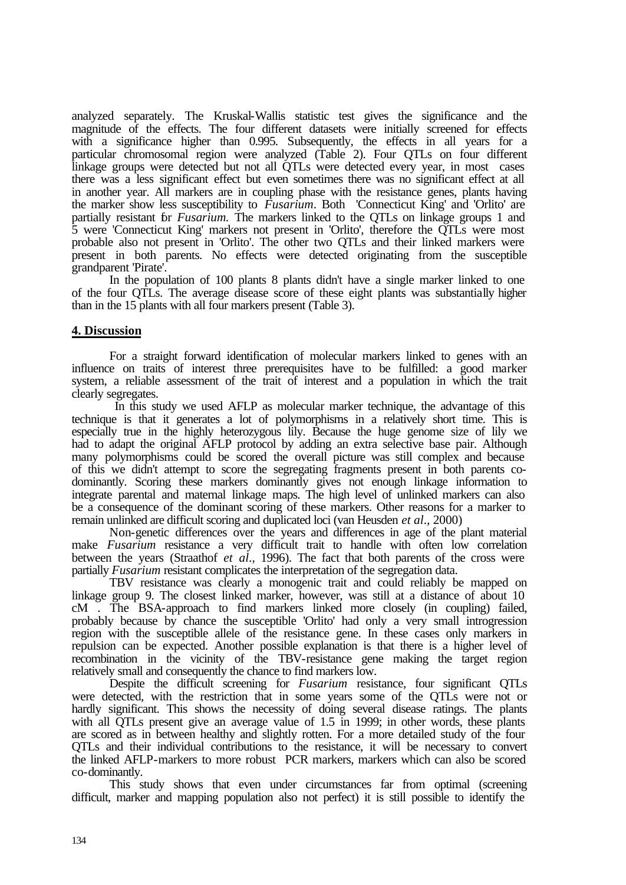analyzed separately. The Kruskal-Wallis statistic test gives the significance and the magnitude of the effects. The four different datasets were initially screened for effects with a significance higher than 0.995. Subsequently, the effects in all years for a particular chromosomal region were analyzed (Table 2). Four QTLs on four different linkage groups were detected but not all QTLs were detected every year, in most cases there was a less significant effect but even sometimes there was no significant effect at all in another year. All markers are in coupling phase with the resistance genes, plants having the marker show less susceptibility to *Fusarium*. Both 'Connecticut King' and 'Orlito' are partially resistant for *Fusarium*. The markers linked to the QTLs on linkage groups 1 and 5 were 'Connecticut King' markers not present in 'Orlito', therefore the QTLs were most probable also not present in 'Orlito'. The other two QTLs and their linked markers were present in both parents. No effects were detected originating from the susceptible grandparent 'Pirate'.

In the population of 100 plants 8 plants didn't have a single marker linked to one of the four QTLs. The average disease score of these eight plants was substantially higher than in the 15 plants with all four markers present (Table 3).

## 4. Discussion

For a straight forward identification of molecular markers linked to genes with an influence on traits of interest three prerequisites have to be fulfilled: a good marker system, a reliable assessment of the trait of interest and a population in which the trait clearly segregates.

In this study we used AFLP as molecular marker technique, the advantage of this technique is that it generates a lot of polymorphisms in a relatively short time. This is especially true in the highly heterozygous lily. Because the huge genome size of lily we had to adapt the original AFLP protocol by adding an extra selective base pair. Although many polymorphisms could be scored the overall picture was still complex and because of this we didn't attempt to score the segregating fragments present in both parents co-dominantly. Scoring these markers dominantly gives not enough linkage information to integrate parental and maternal linkage maps. The high level of unlinked markers can also be a consequence of the dominant scoring of these markers. Other reasons for a marker to remain unlinked are difficult scoring and duplicated loci (van Heusden *et al*., 2000)

Non-genetic differences over the years and differences in age of the plant material make *Fusarium* resistance a very difficult trait to handle with often low correlation between the years (Straathof *et al*., 1996). The fact that both parents of the cross were partially *Fusarium* resistant complicates the interpretation of the segregation data.

TBV resistance was clearly a monogenic trait and could reliably be mapped on linkage group 9. The closest linked marker, however, was still at a distance of about 10 cM . The BSA-approach to find markers linked more closely (in coupling) failed, probably because by chance the susceptible 'Orlito' had only a very small introgression region with the susceptible allele of the resistance gene. In these cases only markers in repulsion can be expected. Another possible explanation is that there is a higher level of recombination in the vicinity of the TBV-resistance gene making the target region relatively small and consequently the chance to find markers low.

Despite the difficult screening for *Fusarium* resistance, four significant QTLs were detected, with the restriction that in some years some of the QTLs were not or hardly significant. This shows the necessity of doing several disease ratings. The plants with all QTLs present give an average value of 1.5 in 1999; in other words, these plants are scored as in between healthy and slightly rotten. For a more detailed study of the four QTLs and their individual contributions to the resistance, it will be necessary to convert the linked AFLP-markers to more robust PCR markers, markers which can also be scored co-dominantly.

This study shows that even under circumstances far from optimal (screening difficult, marker and mapping population also not perfect) it is still possible to identify the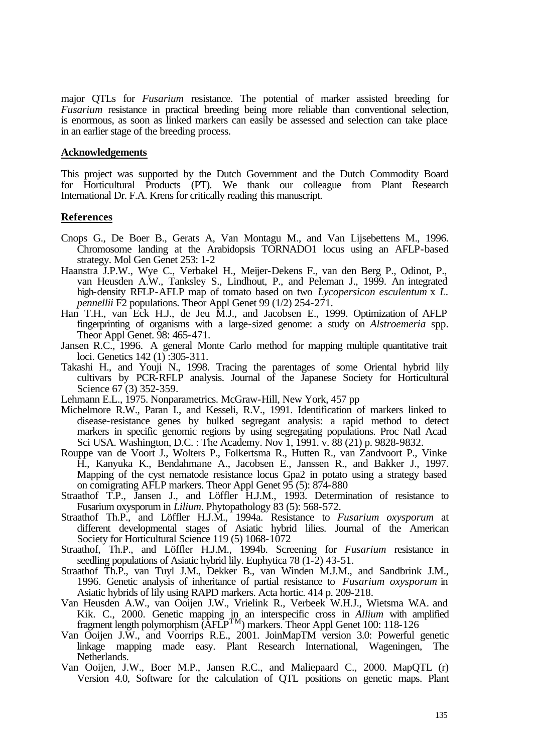major QTLs for *Fusarium* resistance. The potential of marker assisted breeding for *Fusarium* resistance in practical breeding being more reliable than conventional selection, is enormous, as soon as linked markers can easily be assessed and selection can take place in an earlier stage of the breeding process.

## Acknowledgements

This project was supported by the Dutch Government and the Dutch Commodity Board for Horticultural Products (PT). We thank our colleague from Plant Research International Dr. F.A. Krens for critically reading this manuscript.

## References

Cnops G., De Boer B., Gerats A, Van Montagu M., and Van Lijsebettens M., 1996. Chromosome landing at the Arabidopsis TORNADO1 locus using an AFLP-based strategy. Mol Gen Genet 253: 1-2

Haanstra J.P.W., Wye C., Verbakel H., Meijer-Dekens F., van den Berg P., Odinot, P., van Heusden A.W., Tanksley S., Lindhout, P., and Peleman J., 1999. An integrated high-density RFLP-AFLP map of tomato based on two *Lycopersicon esculentum* x *L. pennellii* F2 populations. Theor Appl Genet 99 (1/2) 254-271.

Han T.H., van Eck H.J., de Jeu M.J., and Jacobsen E., 1999. Optimization of AFLP fingerprinting of organisms with a large-sized genome: a study on *Alstroemeria* spp. Theor Appl Genet. 98: 465-471.

Jansen R.C., 1996. A general Monte Carlo method for mapping multiple quantitative trait loci. Genetics 142 (1) :305-311.

Takashi H., and Youji N., 1998. Tracing the parentages of some Oriental hybrid lily cultivars by PCR-RFLP analysis. Journal of the Japanese Society for Horticultural Science 67 (3) 352-359.

Lehmann E.L., 1975. Nonparametrics. McGraw-Hill, New York, 457 pp

Michelmore R.W., Paran I., and Kesseli, R.V., 1991. Identification of markers linked to disease-resistance genes by bulked segregant analysis: a rapid method to detect markers in specific genomic regions by using segregating populations. Proc Natl Acad Sci USA. Washington, D.C. : The Academy. Nov 1, 1991. v. 88 (21) p. 9828-9832.

Rouppe van de Voort J., Wolters P., Folkertsma R., Hutten R., van Zandvoort P., Vinke H., Kanyuka K., Bendahmane A., Jacobsen E., Janssen R., and Bakker J., 1997. Mapping of the cyst nematode resistance locus Gpa2 in potato using a strategy based on comigrating AFLP markers. Theor Appl Genet 95 (5): 874-880

Straathof T.P., Jansen J., and Löffler H.J.M., 1993. Determination of resistance to Fusarium oxysporum in *Lilium*. Phytopathology 83 (5): 568-572.

Straathof Th.P., and Löffler H.J.M., 1994a. Resistance to *Fusarium oxysporum* at different developmental stages of Asiatic hybrid lilies. Journal of the American Society for Horticultural Science 119 (5) 1068-1072

Straathof, Th.P., and Löffler H.J.M., 1994b. Screening for *Fusarium* resistance in seedling populations of Asiatic hybrid lily. Euphytica 78 (1-2) 43-51.

Straathof Th.P., van Tuyl J.M., Dekker B., van Winden M.J.M., and Sandbrink J.M., 1996. Genetic analysis of inheritance of partial resistance to *Fusarium oxysporum* in Asiatic hybrids of lily using RAPD markers. Acta hortic. 414 p. 209-218.

Van Heusden A.W., van Ooijen J.W., Vrielink R., Verbeek W.H.J., Wietsma W.A. and Kik. C., 2000. Genetic mapping in an interspecific cross in *Allium* with amplified fragment length polymorphism (AFLP™) markers. Theor Appl Genet 100: 118-126

Van Ooijen J.W., and Voorrips R.E., 2001. JoinMapTM version 3.0: Powerful genetic linkage mapping made easy. Plant Research International, Wageningen, The Netherlands.

Van Ooijen, J.W., Boer M.P., Jansen R.C., and Maliepaard C., 2000. MapQTL (r) Version 4.0, Software for the calculation of QTL positions on genetic maps. Plant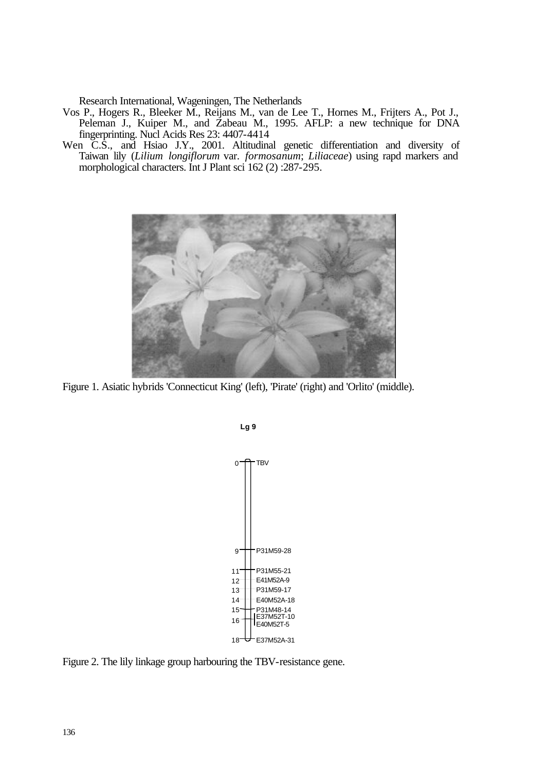Research International, Wageningen, The Netherlands

Vos P., Hogers R., Bleeker M., Reijans M., van de Lee T., Hornes M., Frijters A., Pot J., Peleman J., Kuiper M., and Zabeau M., 1995. AFLP: a new technique for DNA fingerprinting. Nucl Acids Res 23: 4407-4414

Wen C.S., and Hsiao J.Y., 2001. Altitudinal genetic differentiation and diversity of Taiwan lily (*Lilium longiflorum* var. *formosanum*; *Liliaceae*) using rapd markers and morphological characters. Int J Plant sci 162 (2) :287-295.

Figure 1. Asiatic hybrids 'Connecticut King' (left), 'Pirate' (right) and 'Orlito' (middle).

Figure 2. The lily linkage group harbouring the TBV-resistance gene.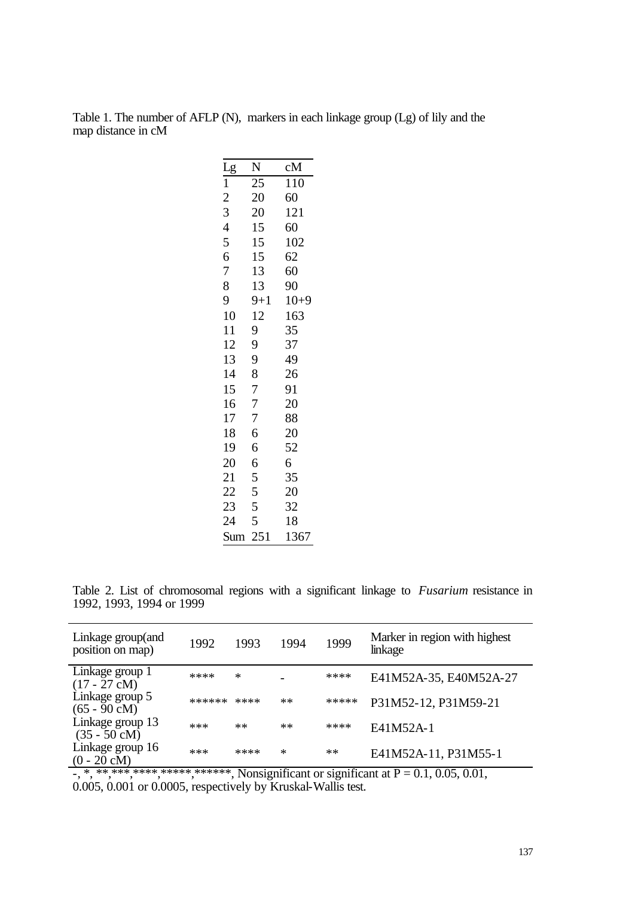Table 1. The number of AFLP (N), markers in each linkage group (Lg) of lily and the map distance in cM

| Lg | N | cM |
|---|---|---|
| 1 | 25 | 110 |
| 2 | 20 | 60 |
| 3 | 20 | 121 |
| 4 | 15 | 60 |
| 5 | 15 | 102 |
| 6 | 15 | 62 |
| 7 | 13 | 60 |
| 8 | 13 | 90 |
| 9 | 9+1 | 10+9 |
| 10 | 12 | 163 |
| 11 | 9 | 35 |
| 12 | 9 | 37 |
| 13 | 9 | 49 |
| 14 | 8 | 26 |
| 15 | 7 | 91 |
| 16 | 7 | 20 |
| 17 | 7 | 88 |
| 18 | 6 | 20 |
| 19 | 6 | 52 |
| 20 | 6 | 6 |
| 21 | 5 | 35 |
| 22 | 5 | 20 |
| 23 | 5 | 32 |
| 24 | 5 | 18 |
| Sum | 251 | 1367 |

Table 2. List of chromosomal regions with a significant linkage to *Fusarium* resistance in 1992, 1993, 1994 or 1999

| Linkage group(and position on map) | 1992 | 1993 | 1994 | 1999 | Marker in region with highest linkage |
|---|---|---|---|---|---|
| Linkage group 1 (17 - 27 cM) | **** | * | - | **** | E41M52A-35, E40M52A-27 |
| Linkage group 5 (65 - 90 cM) | ****** | **** | ** | ***** | P31M52-12, P31M59-21 |
| Linkage group 13 (35 - 50 cM) | *** | ** | ** | **** | E41M52A-1 |
| Linkage group 16 (0 - 20 cM) | *** | **** | * | ** | E41M52A-11, P31M55-1 |

-, *, **,***,****,*****,******, Nonsignificant or significant at P = 0.1, 0.05, 0.01, 0.005, 0.001 or 0.0005, respectively by Kruskal-Wallis test.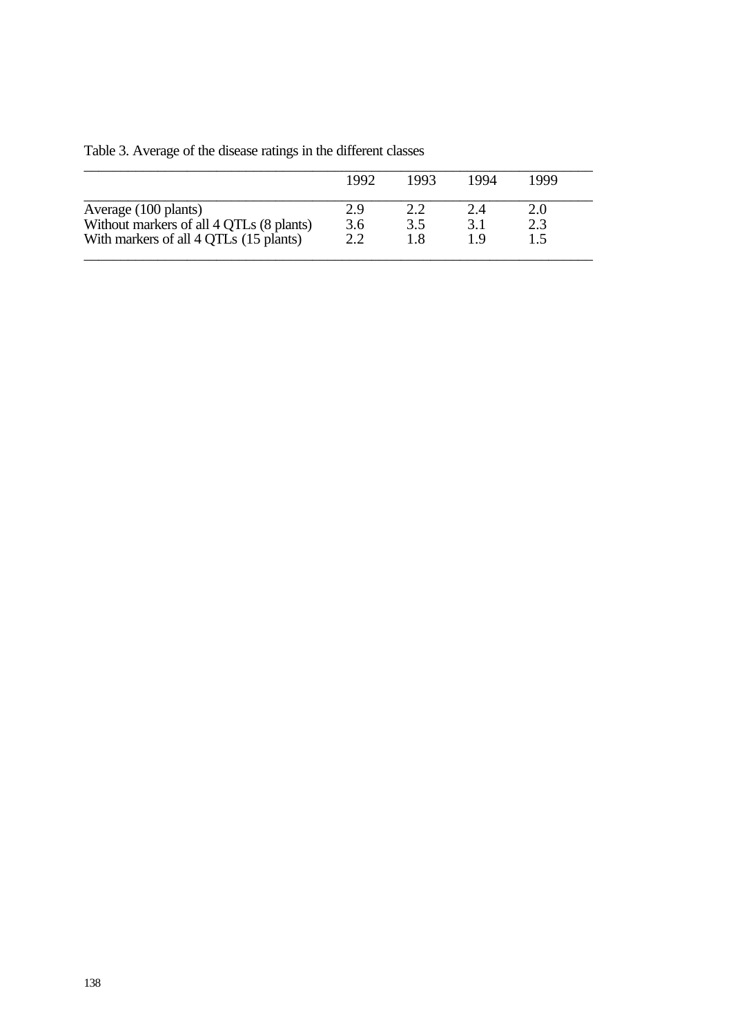Table 3. Average of the disease ratings in the different classes

| | 1992 | 1993 | 1994 | 1999 |
|---|---|---|---|---|
| Average (100 plants) | 2.9 | 2.2 | 2.4 | 2.0 |
| Without markers of all 4 QTLs (8 plants) | 3.6 | 3.5 | 3.1 | 2.3 |
| With markers of all 4 QTLs (15 plants) | 2.2 | 1.8 | 1.9 | 1.5 |